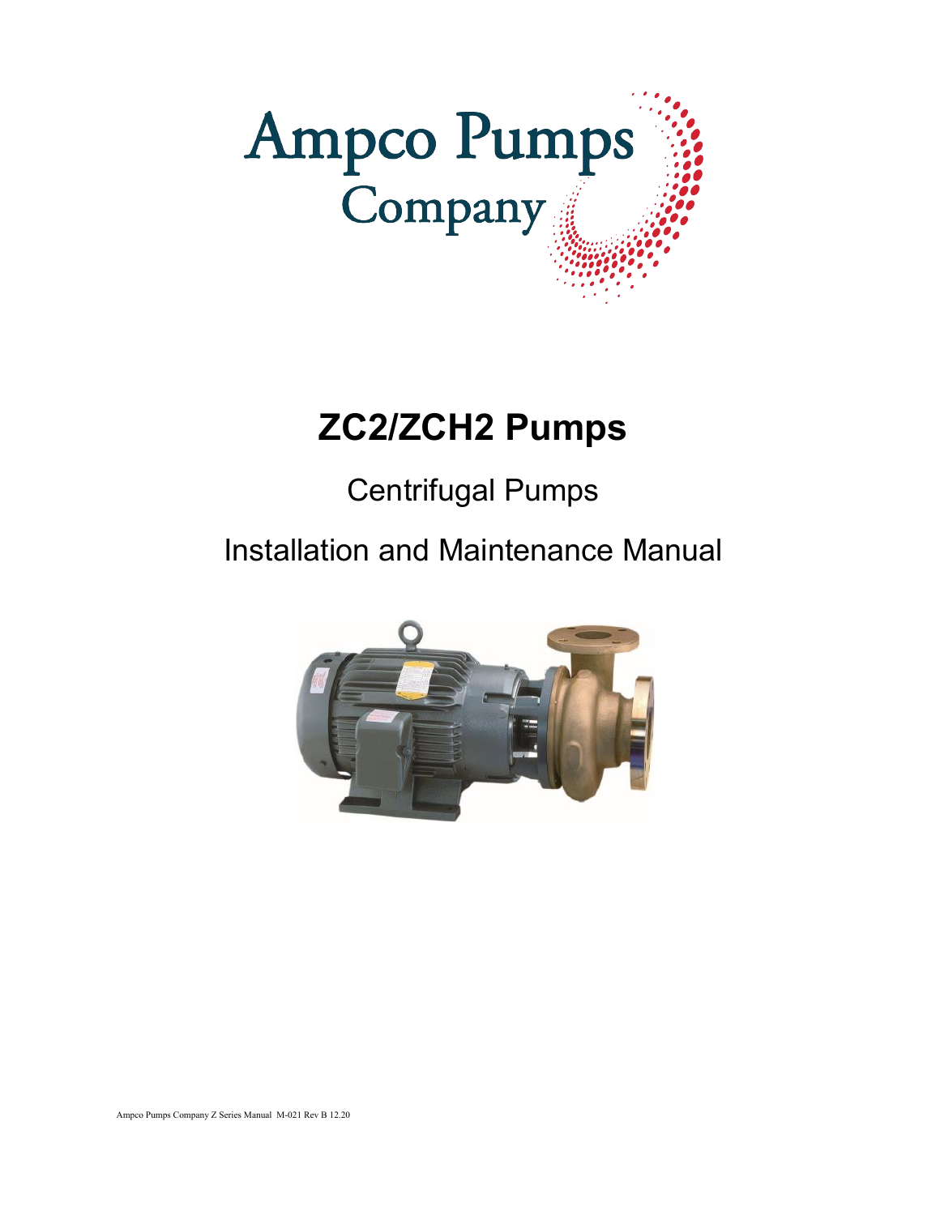Ampco Pumps Company

# ZC2/ZCH2 Pumps

## Centrifugal Pumps

## Installation and Maintenance Manual

Ampco Pumps Company Z Series Manual M-021 Rev B 12.20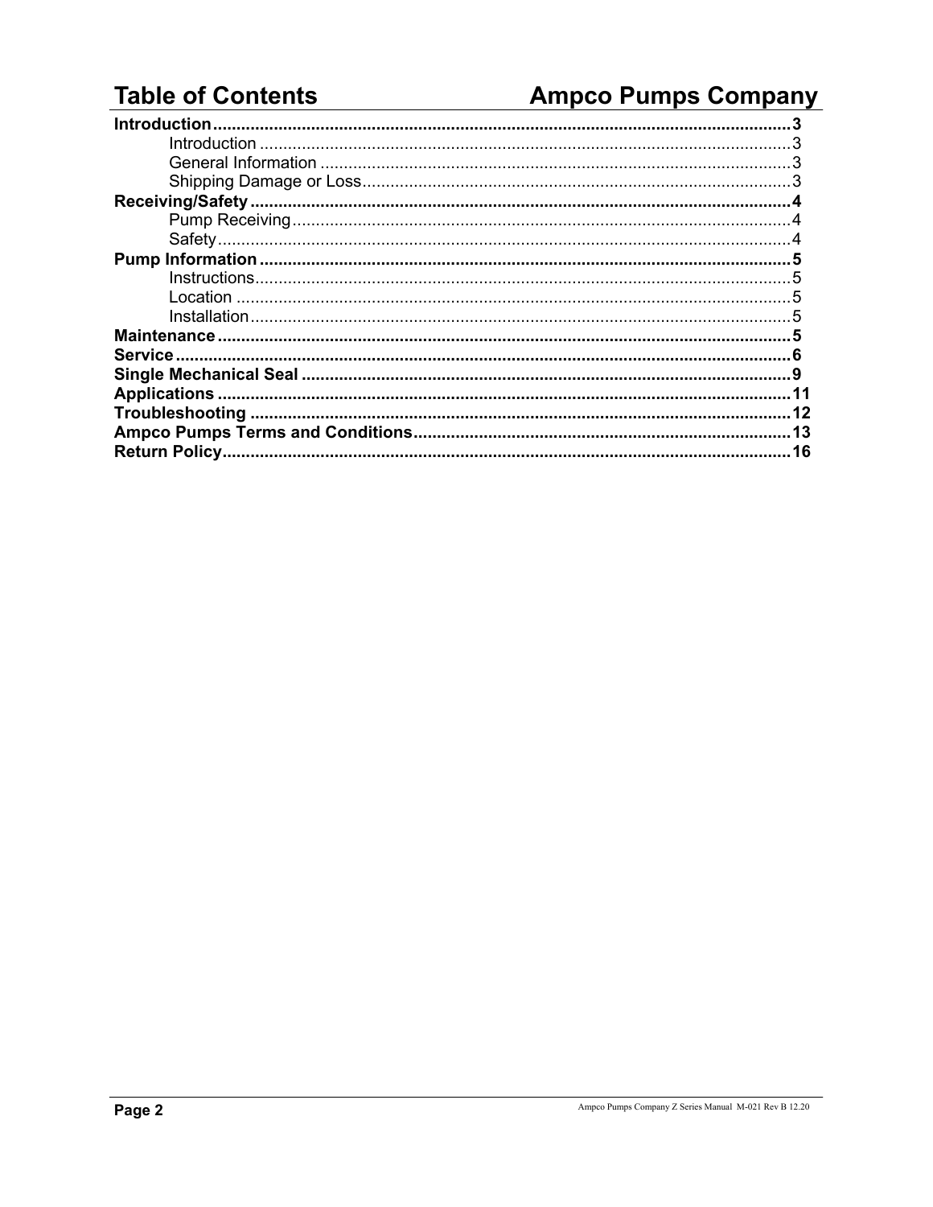# Table of Contents

**Ampco Pumps Company**

**Introduction** ........................................................................ **3**
- Introduction ........................................................................ 3
- General Information ........................................................................ 3
- Shipping Damage or Loss ........................................................................ 3

**Receiving/Safety** ........................................................................ **4**
- Pump Receiving ........................................................................ 4
- Safety ........................................................................ 4

**Pump Information** ........................................................................ **5**
- Instructions ........................................................................ 5
- Location ........................................................................ 5
- Installation ........................................................................ 5

**Maintenance** ........................................................................ **5**

**Service** ........................................................................ **6**

**Single Mechanical Seal** ........................................................................ **9**

**Applications** ........................................................................ **11**

**Troubleshooting** ........................................................................ **12**

**Ampco Pumps Terms and Conditions** ........................................................................ **13**

**Return Policy** ........................................................................ **16**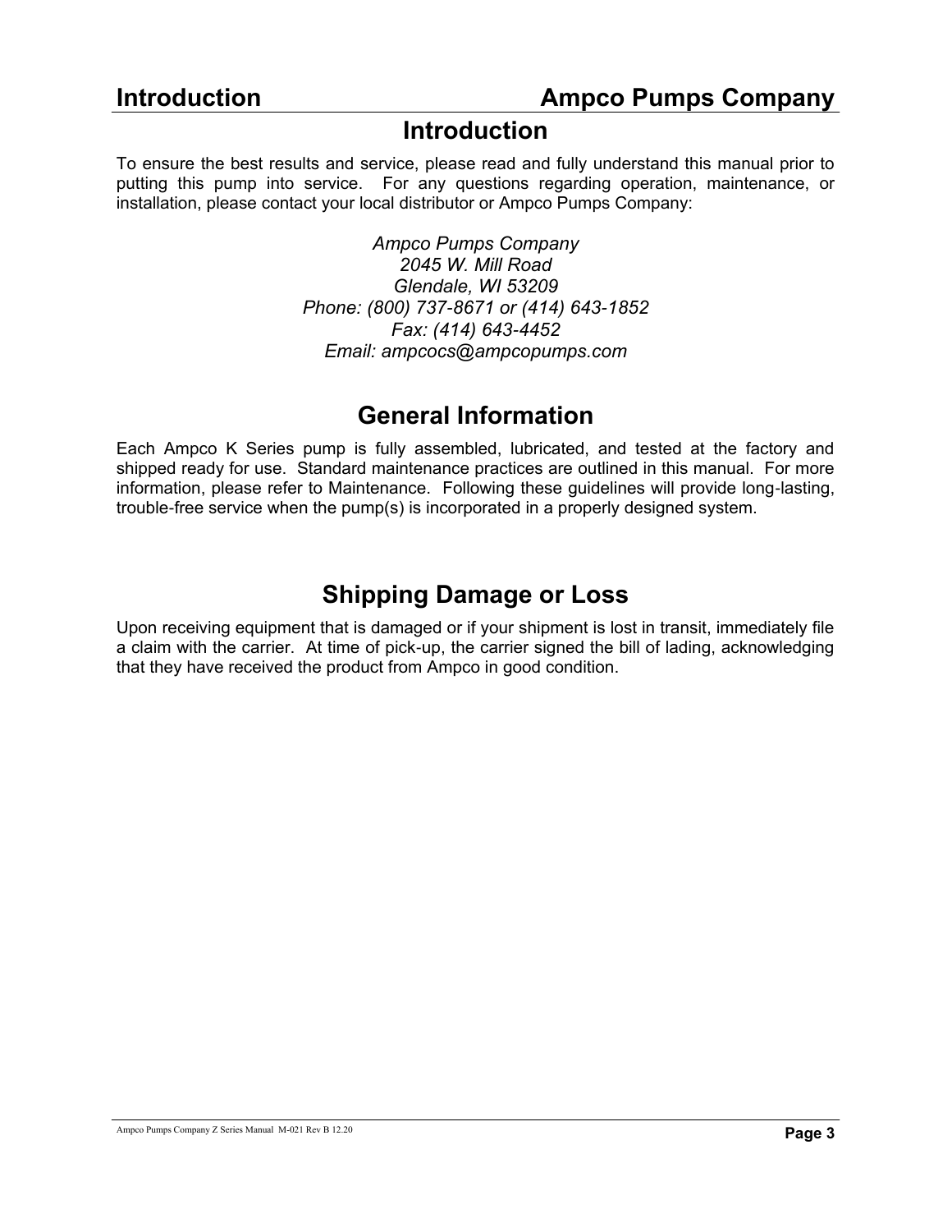# Introduction

To ensure the best results and service, please read and fully understand this manual prior to putting this pump into service. For any questions regarding operation, maintenance, or installation, please contact your local distributor or Ampco Pumps Company:

*Ampco Pumps Company*
*2045 W. Mill Road*
*Glendale, WI 53209*
*Phone: (800) 737-8671 or (414) 643-1852*
*Fax: (414) 643-4452*
*Email: ampcocs@ampcopumps.com*

# General Information

Each Ampco K Series pump is fully assembled, lubricated, and tested at the factory and shipped ready for use. Standard maintenance practices are outlined in this manual. For more information, please refer to Maintenance. Following these guidelines will provide long-lasting, trouble-free service when the pump(s) is incorporated in a properly designed system.

# Shipping Damage or Loss

Upon receiving equipment that is damaged or if your shipment is lost in transit, immediately file a claim with the carrier. At time of pick-up, the carrier signed the bill of lading, acknowledging that they have received the product from Ampco in good condition.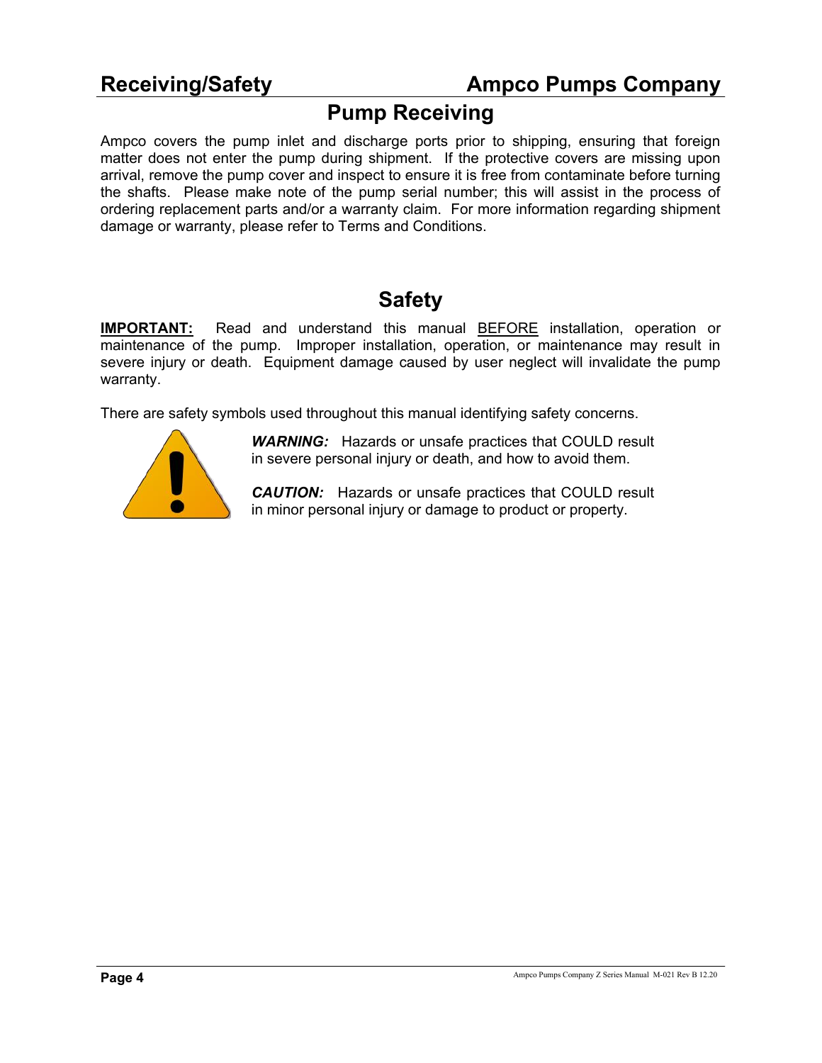## Pump Receiving

Ampco covers the pump inlet and discharge ports prior to shipping, ensuring that foreign matter does not enter the pump during shipment. If the protective covers are missing upon arrival, remove the pump cover and inspect to ensure it is free from contaminate before turning the shafts. Please make note of the pump serial number; this will assist in the process of ordering replacement parts and/or a warranty claim. For more information regarding shipment damage or warranty, please refer to Terms and Conditions.

## Safety

**IMPORTANT:** Read and understand this manual BEFORE installation, operation or maintenance of the pump. Improper installation, operation, or maintenance may result in severe injury or death. Equipment damage caused by user neglect will invalidate the pump warranty.

There are safety symbols used throughout this manual identifying safety concerns.

***WARNING:*** Hazards or unsafe practices that COULD result in severe personal injury or death, and how to avoid them.

***CAUTION:*** Hazards or unsafe practices that COULD result in minor personal injury or damage to product or property.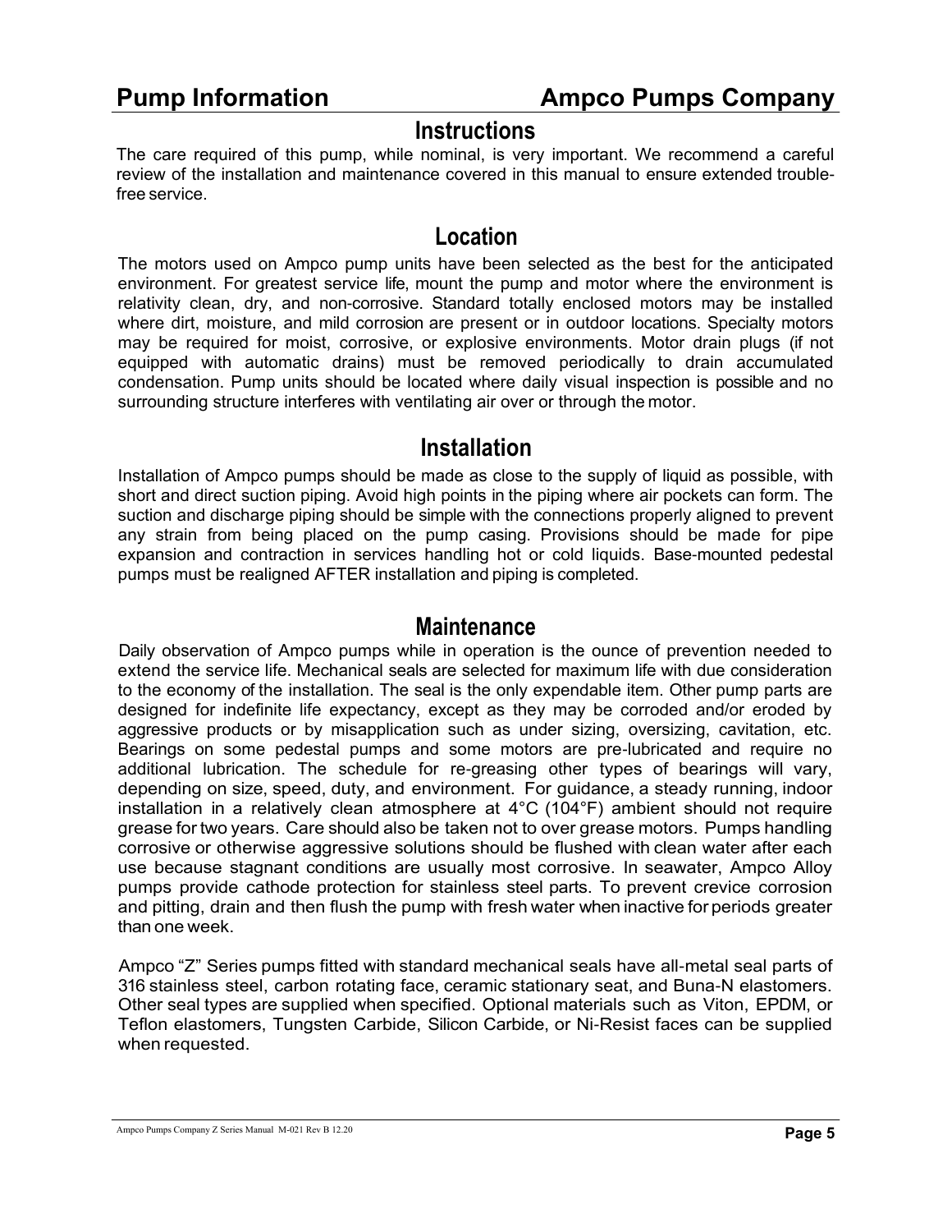## Instructions

The care required of this pump, while nominal, is very important. We recommend a careful review of the installation and maintenance covered in this manual to ensure extended trouble-free service.

## Location

The motors used on Ampco pump units have been selected as the best for the anticipated environment. For greatest service life, mount the pump and motor where the environment is relativity clean, dry, and non-corrosive. Standard totally enclosed motors may be installed where dirt, moisture, and mild corrosion are present or in outdoor locations. Specialty motors may be required for moist, corrosive, or explosive environments. Motor drain plugs (if not equipped with automatic drains) must be removed periodically to drain accumulated condensation. Pump units should be located where daily visual inspection is possible and no surrounding structure interferes with ventilating air over or through the motor.

## Installation

Installation of Ampco pumps should be made as close to the supply of liquid as possible, with short and direct suction piping. Avoid high points in the piping where air pockets can form. The suction and discharge piping should be simple with the connections properly aligned to prevent any strain from being placed on the pump casing. Provisions should be made for pipe expansion and contraction in services handling hot or cold liquids. Base-mounted pedestal pumps must be realigned AFTER installation and piping is completed.

## Maintenance

Daily observation of Ampco pumps while in operation is the ounce of prevention needed to extend the service life. Mechanical seals are selected for maximum life with due consideration to the economy of the installation. The seal is the only expendable item. Other pump parts are designed for indefinite life expectancy, except as they may be corroded and/or eroded by aggressive products or by misapplication such as under sizing, oversizing, cavitation, etc. Bearings on some pedestal pumps and some motors are pre-lubricated and require no additional lubrication. The schedule for re-greasing other types of bearings will vary, depending on size, speed, duty, and environment. For guidance, a steady running, indoor installation in a relatively clean atmosphere at 4°C (104°F) ambient should not require grease for two years. Care should also be taken not to over grease motors. Pumps handling corrosive or otherwise aggressive solutions should be flushed with clean water after each use because stagnant conditions are usually most corrosive. In seawater, Ampco Alloy pumps provide cathode protection for stainless steel parts. To prevent crevice corrosion and pitting, drain and then flush the pump with fresh water when inactive for periods greater than one week.

Ampco "Z" Series pumps fitted with standard mechanical seals have all-metal seal parts of 316 stainless steel, carbon rotating face, ceramic stationary seat, and Buna-N elastomers. Other seal types are supplied when specified. Optional materials such as Viton, EPDM, or Teflon elastomers, Tungsten Carbide, Silicon Carbide, or Ni-Resist faces can be supplied when requested.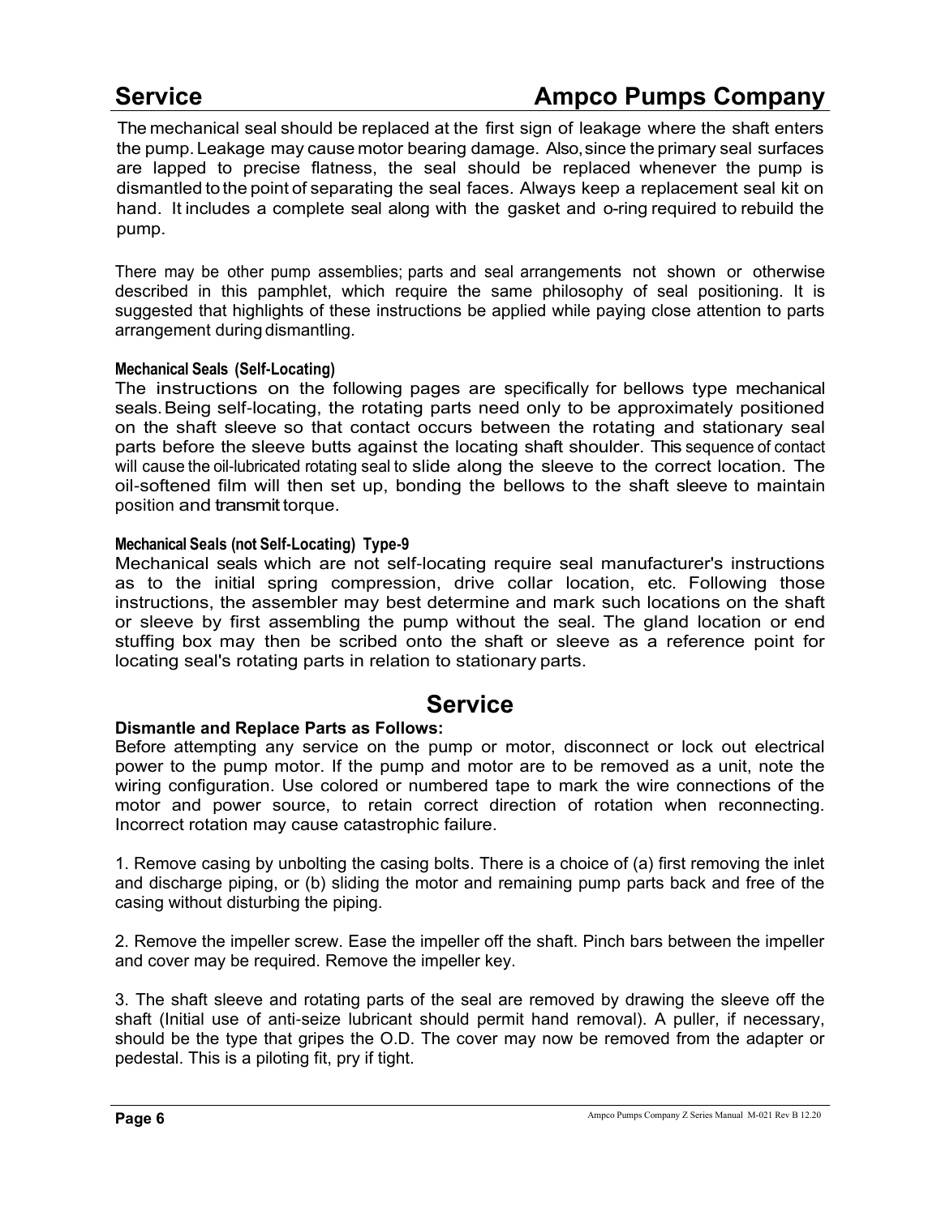The mechanical seal should be replaced at the first sign of leakage where the shaft enters the pump. Leakage may cause motor bearing damage. Also, since the primary seal surfaces are lapped to precise flatness, the seal should be replaced whenever the pump is dismantled to the point of separating the seal faces. Always keep a replacement seal kit on hand. It includes a complete seal along with the gasket and o-ring required to rebuild the pump.

There may be other pump assemblies; parts and seal arrangements not shown or otherwise described in this pamphlet, which require the same philosophy of seal positioning. It is suggested that highlights of these instructions be applied while paying close attention to parts arrangement during dismantling.

**Mechanical Seals (Self-Locating)**

The instructions on the following pages are specifically for bellows type mechanical seals. Being self-locating, the rotating parts need only to be approximately positioned on the shaft sleeve so that contact occurs between the rotating and stationary seal parts before the sleeve butts against the locating shaft shoulder. This sequence of contact will cause the oil-lubricated rotating seal to slide along the sleeve to the correct location. The oil-softened film will then set up, bonding the bellows to the shaft sleeve to maintain position and transmit torque.

**Mechanical Seals (not Self-Locating) Type-9**

Mechanical seals which are not self-locating require seal manufacturer's instructions as to the initial spring compression, drive collar location, etc. Following those instructions, the assembler may best determine and mark such locations on the shaft or sleeve by first assembling the pump without the seal. The gland location or end stuffing box may then be scribed onto the shaft or sleeve as a reference point for locating seal's rotating parts in relation to stationary parts.

## Service

**Dismantle and Replace Parts as Follows:**

Before attempting any service on the pump or motor, disconnect or lock out electrical power to the pump motor. If the pump and motor are to be removed as a unit, note the wiring configuration. Use colored or numbered tape to mark the wire connections of the motor and power source, to retain correct direction of rotation when reconnecting. Incorrect rotation may cause catastrophic failure.

1. Remove casing by unbolting the casing bolts. There is a choice of (a) first removing the inlet and discharge piping, or (b) sliding the motor and remaining pump parts back and free of the casing without disturbing the piping.

2. Remove the impeller screw. Ease the impeller off the shaft. Pinch bars between the impeller and cover may be required. Remove the impeller key.

3. The shaft sleeve and rotating parts of the seal are removed by drawing the sleeve off the shaft (Initial use of anti-seize lubricant should permit hand removal). A puller, if necessary, should be the type that gripes the O.D. The cover may now be removed from the adapter or pedestal. This is a piloting fit, pry if tight.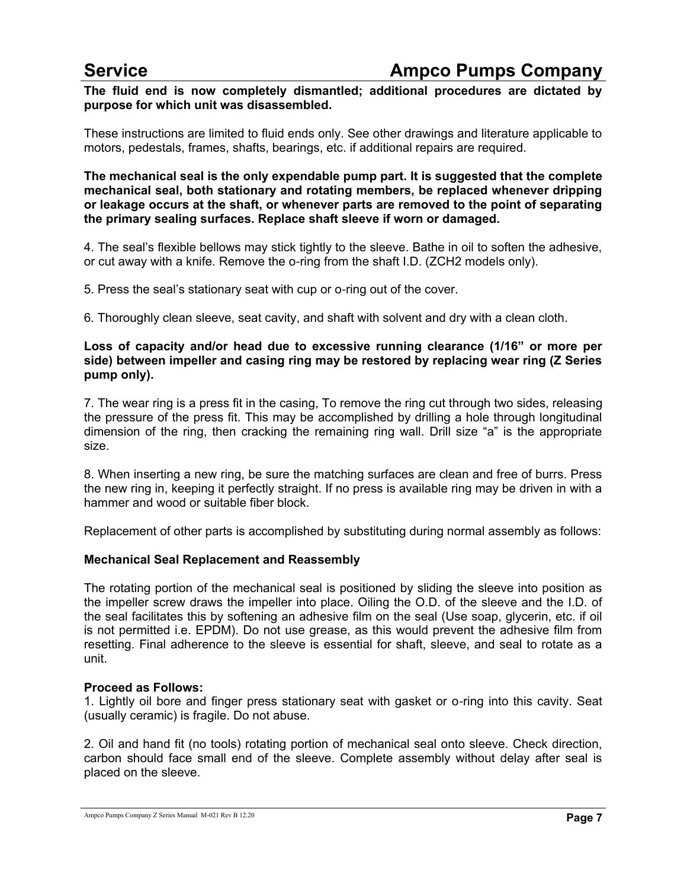**The fluid end is now completely dismantled; additional procedures are dictated by purpose for which unit was disassembled.**

These instructions are limited to fluid ends only. See other drawings and literature applicable to motors, pedestals, frames, shafts, bearings, etc. if additional repairs are required.

**The mechanical seal is the only expendable pump part. It is suggested that the complete mechanical seal, both stationary and rotating members, be replaced whenever dripping or leakage occurs at the shaft, or whenever parts are removed to the point of separating the primary sealing surfaces. Replace shaft sleeve if worn or damaged.**

4. The seal's flexible bellows may stick tightly to the sleeve. Bathe in oil to soften the adhesive, or cut away with a knife. Remove the o-ring from the shaft I.D. (ZCH2 models only).

5. Press the seal's stationary seat with cup or o-ring out of the cover.

6. Thoroughly clean sleeve, seat cavity, and shaft with solvent and dry with a clean cloth.

**Loss of capacity and/or head due to excessive running clearance (1/16" or more per side) between impeller and casing ring may be restored by replacing wear ring (Z Series pump only).**

7. The wear ring is a press fit in the casing, To remove the ring cut through two sides, releasing the pressure of the press fit. This may be accomplished by drilling a hole through longitudinal dimension of the ring, then cracking the remaining ring wall. Drill size "a" is the appropriate size.

8. When inserting a new ring, be sure the matching surfaces are clean and free of burrs. Press the new ring in, keeping it perfectly straight. If no press is available ring may be driven in with a hammer and wood or suitable fiber block.

Replacement of other parts is accomplished by substituting during normal assembly as follows:

**Mechanical Seal Replacement and Reassembly**

The rotating portion of the mechanical seal is positioned by sliding the sleeve into position as the impeller screw draws the impeller into place. Oiling the O.D. of the sleeve and the I.D. of the seal facilitates this by softening an adhesive film on the seal (Use soap, glycerin, etc. if oil is not permitted i.e. EPDM). Do not use grease, as this would prevent the adhesive film from resetting. Final adherence to the sleeve is essential for shaft, sleeve, and seal to rotate as a unit.

**Proceed as Follows:**

1. Lightly oil bore and finger press stationary seat with gasket or o-ring into this cavity. Seat (usually ceramic) is fragile. Do not abuse.

2. Oil and hand fit (no tools) rotating portion of mechanical seal onto sleeve. Check direction, carbon should face small end of the sleeve. Complete assembly without delay after seal is placed on the sleeve.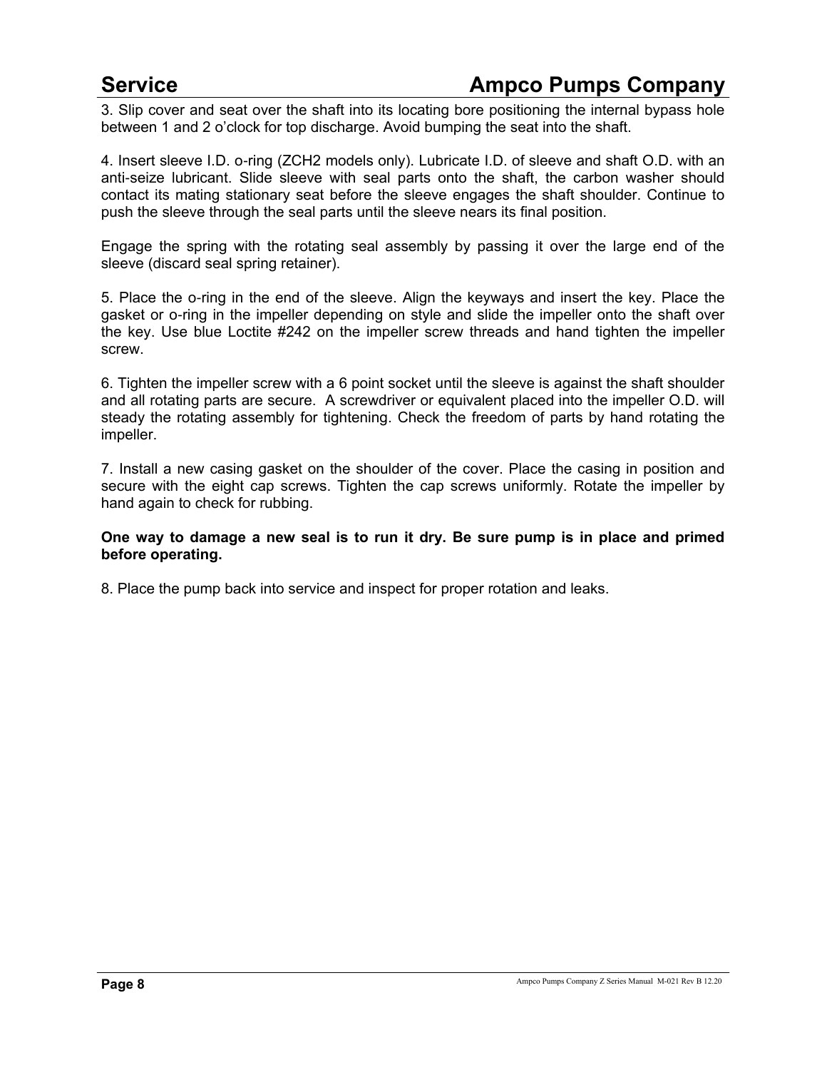3. Slip cover and seat over the shaft into its locating bore positioning the internal bypass hole between 1 and 2 o'clock for top discharge. Avoid bumping the seat into the shaft.

4. Insert sleeve I.D. o-ring (ZCH2 models only). Lubricate I.D. of sleeve and shaft O.D. with an anti-seize lubricant. Slide sleeve with seal parts onto the shaft, the carbon washer should contact its mating stationary seat before the sleeve engages the shaft shoulder. Continue to push the sleeve through the seal parts until the sleeve nears its final position.

Engage the spring with the rotating seal assembly by passing it over the large end of the sleeve (discard seal spring retainer).

5. Place the o-ring in the end of the sleeve. Align the keyways and insert the key. Place the gasket or o-ring in the impeller depending on style and slide the impeller onto the shaft over the key. Use blue Loctite #242 on the impeller screw threads and hand tighten the impeller screw.

6. Tighten the impeller screw with a 6 point socket until the sleeve is against the shaft shoulder and all rotating parts are secure. A screwdriver or equivalent placed into the impeller O.D. will steady the rotating assembly for tightening. Check the freedom of parts by hand rotating the impeller.

7. Install a new casing gasket on the shoulder of the cover. Place the casing in position and secure with the eight cap screws. Tighten the cap screws uniformly. Rotate the impeller by hand again to check for rubbing.

**One way to damage a new seal is to run it dry. Be sure pump is in place and primed before operating.**

8. Place the pump back into service and inspect for proper rotation and leaks.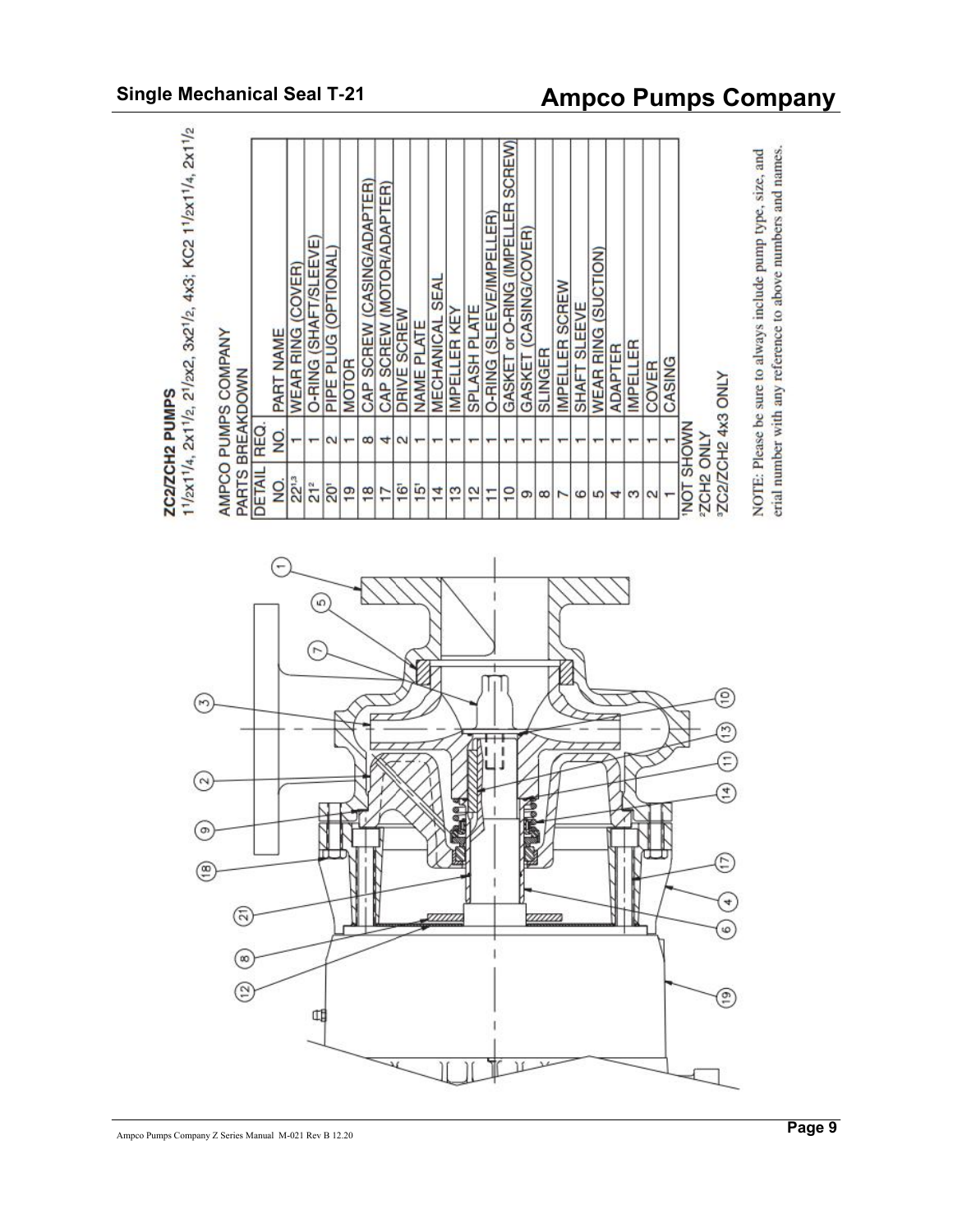**ZC2/ZCH2 PUMPS**
1½x1¼, 2x1½, 2½x2, 3x2½, 4x3; KC2 1½x1¼, 2x1½

AMPCO PUMPS COMPANY
PARTS BREAKDOWN

| DETAIL NO. | REQ. NO. | PART NAME |
|---|---|---|
| 22[1,3] | 1 | WEAR RING (COVER) |
| 21[2] | 1 | O-RING (SHAFT/SLEEVE) |
| 20[1] | 2 | PIPE PLUG (OPTIONAL) |
| 19 | 1 | MOTOR |
| 18 | 8 | CAP SCREW (CASING/ADAPTER) |
| 17 | 4 | CAP SCREW (MOTOR/ADAPTER) |
| 16[1] | 2 | DRIVE SCREW |
| 15[1] | 1 | NAME PLATE |
| 14 | 1 | MECHANICAL SEAL |
| 13 | 1 | IMPELLER KEY |
| 12 | 1 | SPLASH PLATE |
| 11 | 1 | O-RING (SLEEVE/IMPELLER) |
| 10 | 1 | GASKET or O-RING (IMPELLER SCREW) |
| 9 | 1 | GASKET (CASING/COVER) |
| 8 | 1 | SLINGER |
| 7 | 1 | IMPELLER SCREW |
| 6 | 1 | SHAFT SLEEVE |
| 5 | 1 | WEAR RING (SUCTION) |
| 4 | 1 | ADAPTER |
| 3 | 1 | IMPELLER |
| 2 | 1 | COVER |
| 1 | 1 | CASING |

[1]NOT SHOWN
[2]ZCH2 ONLY
[3]ZC2/ZCH2 4x3 ONLY

NOTE: Please be sure to always include pump type, size, and serial number with any reference to above numbers and names.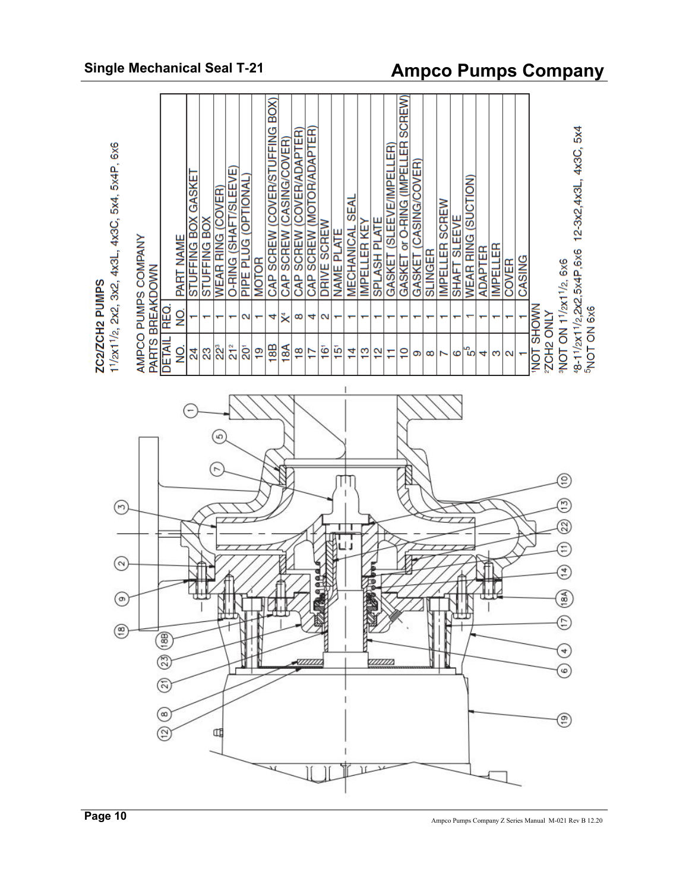## ZC2/ZCH2 PUMPS

1½x1½, 2x2, 3x2, 4x3L, 4x3C, 5x4, 5x4P, 6x6

AMPCO PUMPS COMPANY
PARTS BREAKDOWN

| DETAIL NO. | REQ. NO. | PART NAME |
|---|---|---|
| 24 | 1 | STUFFING BOX GASKET |
| 23 | 1 | STUFFING BOX |
| 22[3] | 1 | WEAR RING (COVER) |
| 21[2] | 1 | O-RING (SHAFT/SLEEVE) |
| 20[1] | 2 | PIPE PLUG (OPTIONAL) |
| 19 | 1 | MOTOR |
| 18B | 4 | CAP SCREW (COVER/STUFFING BOX) |
| 18A | X[4] | CAP SCREW (CASING/COVER) |
| 18 | 8 | CAP SCREW (COVER/ADAPTER) |
| 17 | 4 | CAP SCREW (MOTOR/ADAPTER) |
| 16[1] | 2 | DRIVE SCREW |
| 15[1] | 1 | NAME PLATE |
| 14 | 1 | MECHANICAL SEAL |
| 13 | 1 | IMPELLER KEY |
| 12 | 1 | SPLASH PLATE |
| 11 | 1 | GASKET (SLEEVE/IMPELLER) |
| 10 | 1 | GASKET or O-RING (IMPELLER SCREW) |
| 9 | 1 | GASKET (CASING/COVER) |
| 8 | 1 | SLINGER |
| 7 | 1 | IMPELLER SCREW |
| 6 | 1 | SHAFT SLEEVE |
| 5[5] | 1 | WEAR RING (SUCTION) |
| 4 | 1 | ADAPTER |
| 3 | 1 | IMPELLER |
| 2 | 1 | COVER |
| 1 | 1 | CASING |

[1]NOT SHOWN
[2]ZCH2 ONLY
[3]NOT ON 1½x1½, 6x6
[4]8-1½x1½,2x2,5x4P,6x6 12-3x2,4x3L, 4x3C, 5x4
[5]NOT ON 6x6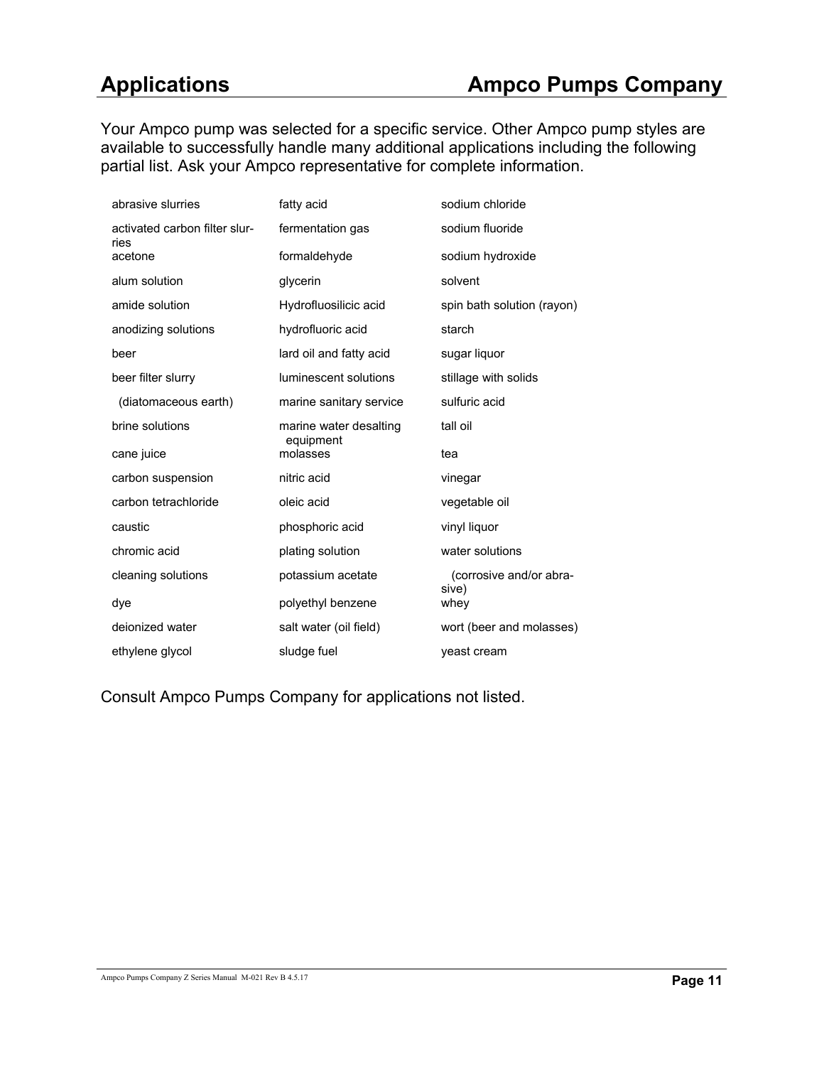# Applications

Your Ampco pump was selected for a specific service. Other Ampco pump styles are available to successfully handle many additional applications including the following partial list. Ask your Ampco representative for complete information.

| | | |
|---|---|---|
| abrasive slurries | fatty acid | sodium chloride |
| activated carbon filter slurries | fermentation gas | sodium fluoride |
| acetone | formaldehyde | sodium hydroxide |
| alum solution | glycerin | solvent |
| amide solution | Hydrofluosilicic acid | spin bath solution (rayon) |
| anodizing solutions | hydrofluoric acid | starch |
| beer | lard oil and fatty acid | sugar liquor |
| beer filter slurry | luminescent solutions | stillage with solids |
| (diatomaceous earth) | marine sanitary service | sulfuric acid |
| brine solutions | marine water desalting equipment | tall oil |
| cane juice | molasses | tea |
| carbon suspension | nitric acid | vinegar |
| carbon tetrachloride | oleic acid | vegetable oil |
| caustic | phosphoric acid | vinyl liquor |
| chromic acid | plating solution | water solutions |
| cleaning solutions | potassium acetate | (corrosive and/or abrasive) |
| dye | polyethyl benzene | whey |
| deionized water | salt water (oil field) | wort (beer and molasses) |
| ethylene glycol | sludge fuel | yeast cream |

Consult Ampco Pumps Company for applications not listed.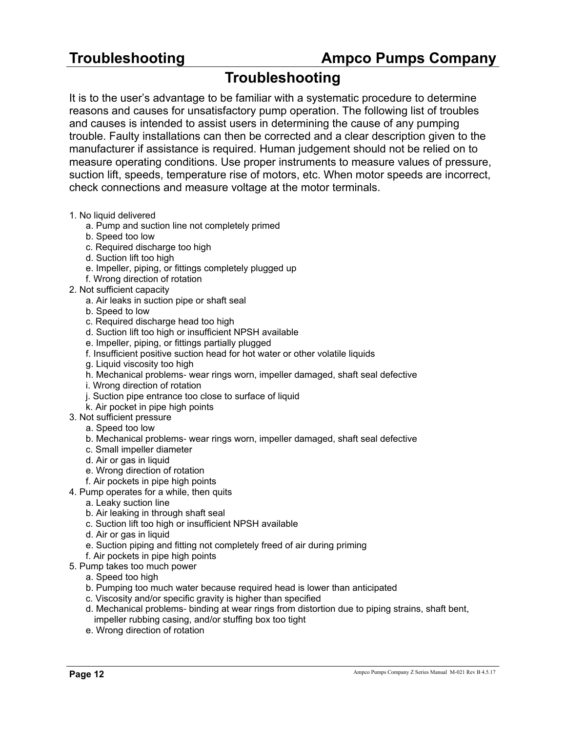# Troubleshooting

It is to the user's advantage to be familiar with a systematic procedure to determine reasons and causes for unsatisfactory pump operation. The following list of troubles and causes is intended to assist users in determining the cause of any pumping trouble. Faulty installations can then be corrected and a clear description given to the manufacturer if assistance is required. Human judgement should not be relied on to measure operating conditions. Use proper instruments to measure values of pressure, suction lift, speeds, temperature rise of motors, etc. When motor speeds are incorrect, check connections and measure voltage at the motor terminals.

1. No liquid delivered
    a. Pump and suction line not completely primed
    b. Speed too low
    c. Required discharge too high
    d. Suction lift too high
    e. Impeller, piping, or fittings completely plugged up
    f. Wrong direction of rotation
2. Not sufficient capacity
    a. Air leaks in suction pipe or shaft seal
    b. Speed to low
    c. Required discharge head too high
    d. Suction lift too high or insufficient NPSH available
    e. Impeller, piping, or fittings partially plugged
    f. Insufficient positive suction head for hot water or other volatile liquids
    g. Liquid viscosity too high
    h. Mechanical problems- wear rings worn, impeller damaged, shaft seal defective
    i. Wrong direction of rotation
    j. Suction pipe entrance too close to surface of liquid
    k. Air pocket in pipe high points
3. Not sufficient pressure
    a. Speed too low
    b. Mechanical problems- wear rings worn, impeller damaged, shaft seal defective
    c. Small impeller diameter
    d. Air or gas in liquid
    e. Wrong direction of rotation
    f. Air pockets in pipe high points
4. Pump operates for a while, then quits
    a. Leaky suction line
    b. Air leaking in through shaft seal
    c. Suction lift too high or insufficient NPSH available
    d. Air or gas in liquid
    e. Suction piping and fitting not completely freed of air during priming
    f. Air pockets in pipe high points
5. Pump takes too much power
    a. Speed too high
    b. Pumping too much water because required head is lower than anticipated
    c. Viscosity and/or specific gravity is higher than specified
    d. Mechanical problems- binding at wear rings from distortion due to piping strains, shaft bent, impeller rubbing casing, and/or stuffing box too tight
    e. Wrong direction of rotation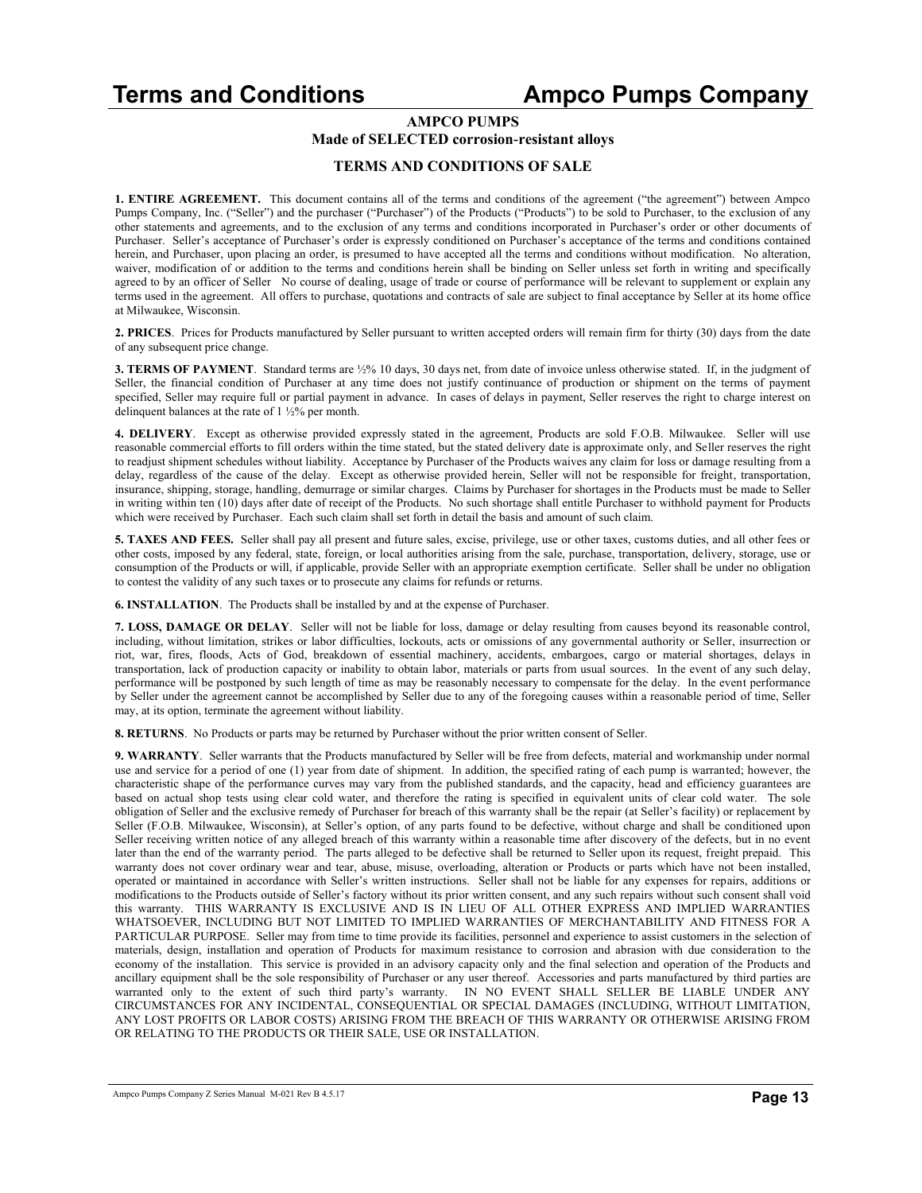# Terms and Conditions Ampco Pumps Company

**AMPCO PUMPS**
**Made of SELECTED corrosion-resistant alloys**

## TERMS AND CONDITIONS OF SALE

**1. ENTIRE AGREEMENT.** This document contains all of the terms and conditions of the agreement ("the agreement") between Ampco Pumps Company, Inc. ("Seller") and the purchaser ("Purchaser") of the Products ("Products") to be sold to Purchaser, to the exclusion of any other statements and agreements, and to the exclusion of any terms and conditions incorporated in Purchaser's order or other documents of Purchaser. Seller's acceptance of Purchaser's order is expressly conditioned on Purchaser's acceptance of the terms and conditions contained herein, and Purchaser, upon placing an order, is presumed to have accepted all the terms and conditions without modification. No alteration, waiver, modification of or addition to the terms and conditions herein shall be binding on Seller unless set forth in writing and specifically agreed to by an officer of Seller No course of dealing, usage of trade or course of performance will be relevant to supplement or explain any terms used in the agreement. All offers to purchase, quotations and contracts of sale are subject to final acceptance by Seller at its home office at Milwaukee, Wisconsin.

**2. PRICES**. Prices for Products manufactured by Seller pursuant to written accepted orders will remain firm for thirty (30) days from the date of any subsequent price change.

**3. TERMS OF PAYMENT**. Standard terms are ½% 10 days, 30 days net, from date of invoice unless otherwise stated. If, in the judgment of Seller, the financial condition of Purchaser at any time does not justify continuance of production or shipment on the terms of payment specified, Seller may require full or partial payment in advance. In cases of delays in payment, Seller reserves the right to charge interest on delinquent balances at the rate of 1 ½% per month.

**4. DELIVERY**. Except as otherwise provided expressly stated in the agreement, Products are sold F.O.B. Milwaukee. Seller will use reasonable commercial efforts to fill orders within the time stated, but the stated delivery date is approximate only, and Seller reserves the right to readjust shipment schedules without liability. Acceptance by Purchaser of the Products waives any claim for loss or damage resulting from a delay, regardless of the cause of the delay. Except as otherwise provided herein, Seller will not be responsible for freight, transportation, insurance, shipping, storage, handling, demurrage or similar charges. Claims by Purchaser for shortages in the Products must be made to Seller in writing within ten (10) days after date of receipt of the Products. No such shortage shall entitle Purchaser to withhold payment for Products which were received by Purchaser. Each such claim shall set forth in detail the basis and amount of such claim.

**5. TAXES AND FEES.** Seller shall pay all present and future sales, excise, privilege, use or other taxes, customs duties, and all other fees or other costs, imposed by any federal, state, foreign, or local authorities arising from the sale, purchase, transportation, delivery, storage, use or consumption of the Products or will, if applicable, provide Seller with an appropriate exemption certificate. Seller shall be under no obligation to contest the validity of any such taxes or to prosecute any claims for refunds or returns.

**6. INSTALLATION**. The Products shall be installed by and at the expense of Purchaser.

**7. LOSS, DAMAGE OR DELAY**. Seller will not be liable for loss, damage or delay resulting from causes beyond its reasonable control, including, without limitation, strikes or labor difficulties, lockouts, acts or omissions of any governmental authority or Seller, insurrection or riot, war, fires, floods, Acts of God, breakdown of essential machinery, accidents, embargoes, cargo or material shortages, delays in transportation, lack of production capacity or inability to obtain labor, materials or parts from usual sources. In the event of any such delay, performance will be postponed by such length of time as may be reasonably necessary to compensate for the delay. In the event performance by Seller under the agreement cannot be accomplished by Seller due to any of the foregoing causes within a reasonable period of time, Seller may, at its option, terminate the agreement without liability.

**8. RETURNS**. No Products or parts may be returned by Purchaser without the prior written consent of Seller.

**9. WARRANTY**. Seller warrants that the Products manufactured by Seller will be free from defects, material and workmanship under normal use and service for a period of one (1) year from date of shipment. In addition, the specified rating of each pump is warranted; however, the characteristic shape of the performance curves may vary from the published standards, and the capacity, head and efficiency guarantees are based on actual shop tests using clear cold water, and therefore the rating is specified in equivalent units of clear cold water. The sole obligation of Seller and the exclusive remedy of Purchaser for breach of this warranty shall be the repair (at Seller's facility) or replacement by Seller (F.O.B. Milwaukee, Wisconsin), at Seller's option, of any parts found to be defective, without charge and shall be conditioned upon Seller receiving written notice of any alleged breach of this warranty within a reasonable time after discovery of the defects, but in no event later than the end of the warranty period. The parts alleged to be defective shall be returned to Seller upon its request, freight prepaid. This warranty does not cover ordinary wear and tear, abuse, misuse, overloading, alteration or Products or parts which have not been installed, operated or maintained in accordance with Seller's written instructions. Seller shall not be liable for any expenses for repairs, additions or modifications to the Products outside of Seller's factory without its prior written consent, and any such repairs without such consent shall void this warranty. THIS WARRANTY IS EXCLUSIVE AND IS IN LIEU OF ALL OTHER EXPRESS AND IMPLIED WARRANTIES WHATSOEVER, INCLUDING BUT NOT LIMITED TO IMPLIED WARRANTIES OF MERCHANTABILITY AND FITNESS FOR A PARTICULAR PURPOSE. Seller may from time to time provide its facilities, personnel and experience to assist customers in the selection of materials, design, installation and operation of Products for maximum resistance to corrosion and abrasion with due consideration to the economy of the installation. This service is provided in an advisory capacity only and the final selection and operation of the Products and ancillary equipment shall be the sole responsibility of Purchaser or any user thereof. Accessories and parts manufactured by third parties are warranted only to the extent of such third party's warranty. IN NO EVENT SHALL SELLER BE LIABLE UNDER ANY CIRCUMSTANCES FOR ANY INCIDENTAL, CONSEQUENTIAL OR SPECIAL DAMAGES (INCLUDING, WITHOUT LIMITATION, ANY LOST PROFITS OR LABOR COSTS) ARISING FROM THE BREACH OF THIS WARRANTY OR OTHERWISE ARISING FROM OR RELATING TO THE PRODUCTS OR THEIR SALE, USE OR INSTALLATION.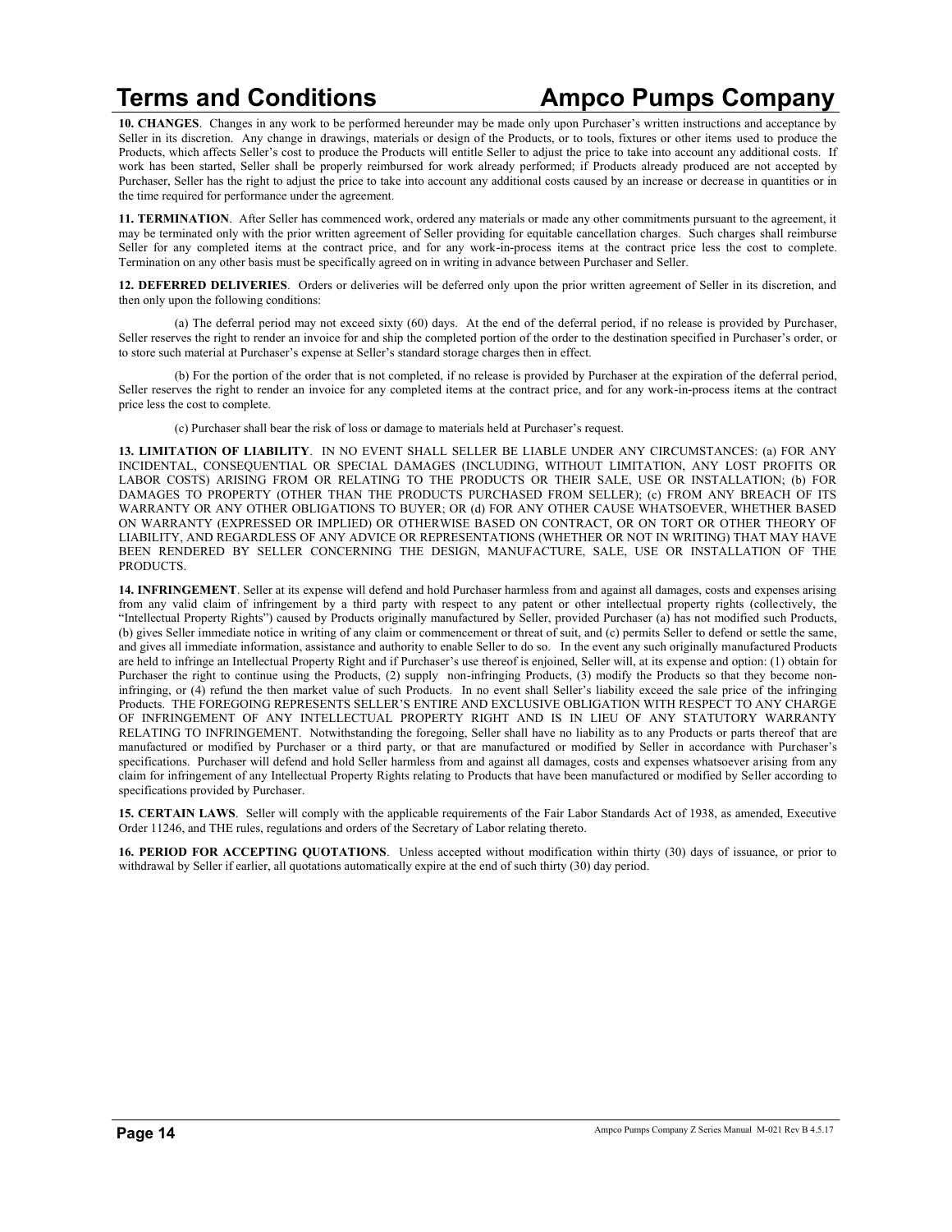# Terms and Conditions Ampco Pumps Company

**10. CHANGES**. Changes in any work to be performed hereunder may be made only upon Purchaser's written instructions and acceptance by Seller in its discretion. Any change in drawings, materials or design of the Products, or to tools, fixtures or other items used to produce the Products, which affects Seller's cost to produce the Products will entitle Seller to adjust the price to take into account any additional costs. If work has been started, Seller shall be properly reimbursed for work already performed; if Products already produced are not accepted by Purchaser, Seller has the right to adjust the price to take into account any additional costs caused by an increase or decrease in quantities or in the time required for performance under the agreement.

**11. TERMINATION**. After Seller has commenced work, ordered any materials or made any other commitments pursuant to the agreement, it may be terminated only with the prior written agreement of Seller providing for equitable cancellation charges. Such charges shall reimburse Seller for any completed items at the contract price, and for any work-in-process items at the contract price less the cost to complete. Termination on any other basis must be specifically agreed on in writing in advance between Purchaser and Seller.

**12. DEFERRED DELIVERIES**. Orders or deliveries will be deferred only upon the prior written agreement of Seller in its discretion, and then only upon the following conditions:

(a) The deferral period may not exceed sixty (60) days. At the end of the deferral period, if no release is provided by Purchaser, Seller reserves the right to render an invoice for and ship the completed portion of the order to the destination specified in Purchaser's order, or to store such material at Purchaser's expense at Seller's standard storage charges then in effect.

(b) For the portion of the order that is not completed, if no release is provided by Purchaser at the expiration of the deferral period, Seller reserves the right to render an invoice for any completed items at the contract price, and for any work-in-process items at the contract price less the cost to complete.

(c) Purchaser shall bear the risk of loss or damage to materials held at Purchaser's request.

**13. LIMITATION OF LIABILITY**. IN NO EVENT SHALL SELLER BE LIABLE UNDER ANY CIRCUMSTANCES: (a) FOR ANY INCIDENTAL, CONSEQUENTIAL OR SPECIAL DAMAGES (INCLUDING, WITHOUT LIMITATION, ANY LOST PROFITS OR LABOR COSTS) ARISING FROM OR RELATING TO THE PRODUCTS OR THEIR SALE, USE OR INSTALLATION; (b) FOR DAMAGES TO PROPERTY (OTHER THAN THE PRODUCTS PURCHASED FROM SELLER); (c) FROM ANY BREACH OF ITS WARRANTY OR ANY OTHER OBLIGATIONS TO BUYER; OR (d) FOR ANY OTHER CAUSE WHATSOEVER, WHETHER BASED ON WARRANTY (EXPRESSED OR IMPLIED) OR OTHERWISE BASED ON CONTRACT, OR ON TORT OR OTHER THEORY OF LIABILITY, AND REGARDLESS OF ANY ADVICE OR REPRESENTATIONS (WHETHER OR NOT IN WRITING) THAT MAY HAVE BEEN RENDERED BY SELLER CONCERNING THE DESIGN, MANUFACTURE, SALE, USE OR INSTALLATION OF THE PRODUCTS.

**14. INFRINGEMENT**. Seller at its expense will defend and hold Purchaser harmless from and against all damages, costs and expenses arising from any valid claim of infringement by a third party with respect to any patent or other intellectual property rights (collectively, the "Intellectual Property Rights") caused by Products originally manufactured by Seller, provided Purchaser (a) has not modified such Products, (b) gives Seller immediate notice in writing of any claim or commencement or threat of suit, and (c) permits Seller to defend or settle the same, and gives all immediate information, assistance and authority to enable Seller to do so. In the event any such originally manufactured Products are held to infringe an Intellectual Property Right and if Purchaser's use thereof is enjoined, Seller will, at its expense and option: (1) obtain for Purchaser the right to continue using the Products, (2) supply non-infringing Products, (3) modify the Products so that they become non-infringing, or (4) refund the then market value of such Products. In no event shall Seller's liability exceed the sale price of the infringing Products. THE FOREGOING REPRESENTS SELLER'S ENTIRE AND EXCLUSIVE OBLIGATION WITH RESPECT TO ANY CHARGE OF INFRINGEMENT OF ANY INTELLECTUAL PROPERTY RIGHT AND IS IN LIEU OF ANY STATUTORY WARRANTY RELATING TO INFRINGEMENT. Notwithstanding the foregoing, Seller shall have no liability as to any Products or parts thereof that are manufactured or modified by Purchaser or a third party, or that are manufactured or modified by Seller in accordance with Purchaser's specifications. Purchaser will defend and hold Seller harmless from and against all damages, costs and expenses whatsoever arising from any claim for infringement of any Intellectual Property Rights relating to Products that have been manufactured or modified by Seller according to specifications provided by Purchaser.

**15. CERTAIN LAWS**. Seller will comply with the applicable requirements of the Fair Labor Standards Act of 1938, as amended, Executive Order 11246, and THE rules, regulations and orders of the Secretary of Labor relating thereto.

**16. PERIOD FOR ACCEPTING QUOTATIONS**. Unless accepted without modification within thirty (30) days of issuance, or prior to withdrawal by Seller if earlier, all quotations automatically expire at the end of such thirty (30) day period.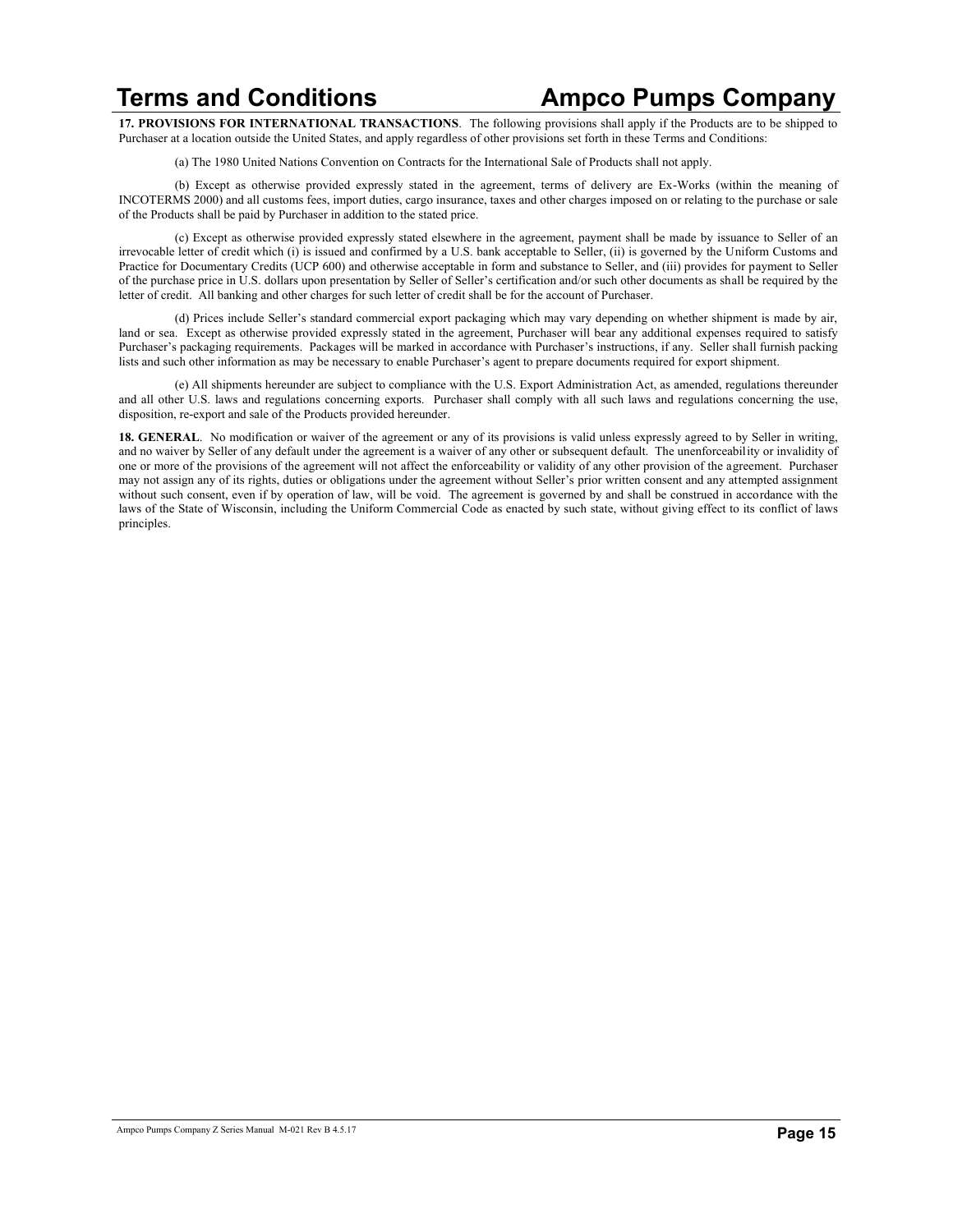**17. PROVISIONS FOR INTERNATIONAL TRANSACTIONS**. The following provisions shall apply if the Products are to be shipped to Purchaser at a location outside the United States, and apply regardless of other provisions set forth in these Terms and Conditions:

(a) The 1980 United Nations Convention on Contracts for the International Sale of Products shall not apply.

(b) Except as otherwise provided expressly stated in the agreement, terms of delivery are Ex-Works (within the meaning of INCOTERMS 2000) and all customs fees, import duties, cargo insurance, taxes and other charges imposed on or relating to the purchase or sale of the Products shall be paid by Purchaser in addition to the stated price.

(c) Except as otherwise provided expressly stated elsewhere in the agreement, payment shall be made by issuance to Seller of an irrevocable letter of credit which (i) is issued and confirmed by a U.S. bank acceptable to Seller, (ii) is governed by the Uniform Customs and Practice for Documentary Credits (UCP 600) and otherwise acceptable in form and substance to Seller, and (iii) provides for payment to Seller of the purchase price in U.S. dollars upon presentation by Seller of Seller's certification and/or such other documents as shall be required by the letter of credit. All banking and other charges for such letter of credit shall be for the account of Purchaser.

(d) Prices include Seller's standard commercial export packaging which may vary depending on whether shipment is made by air, land or sea. Except as otherwise provided expressly stated in the agreement, Purchaser will bear any additional expenses required to satisfy Purchaser's packaging requirements. Packages will be marked in accordance with Purchaser's instructions, if any. Seller shall furnish packing lists and such other information as may be necessary to enable Purchaser's agent to prepare documents required for export shipment.

(e) All shipments hereunder are subject to compliance with the U.S. Export Administration Act, as amended, regulations thereunder and all other U.S. laws and regulations concerning exports. Purchaser shall comply with all such laws and regulations concerning the use, disposition, re-export and sale of the Products provided hereunder.

**18. GENERAL**. No modification or waiver of the agreement or any of its provisions is valid unless expressly agreed to by Seller in writing, and no waiver by Seller of any default under the agreement is a waiver of any other or subsequent default. The unenforceability or invalidity of one or more of the provisions of the agreement will not affect the enforceability or validity of any other provision of the agreement. Purchaser may not assign any of its rights, duties or obligations under the agreement without Seller's prior written consent and any attempted assignment without such consent, even if by operation of law, will be void. The agreement is governed by and shall be construed in accordance with the laws of the State of Wisconsin, including the Uniform Commercial Code as enacted by such state, without giving effect to its conflict of laws principles.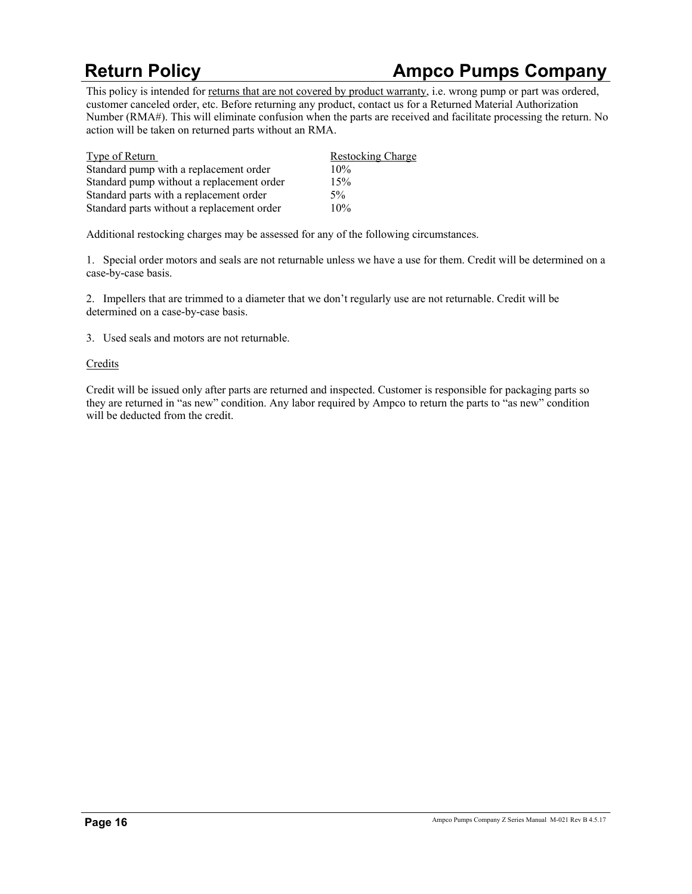# Return Policy — Ampco Pumps Company

This policy is intended for <u>returns that are not covered by product warranty</u>, i.e. wrong pump or part was ordered, customer canceled order, etc. Before returning any product, contact us for a Returned Material Authorization Number (RMA#). This will eliminate confusion when the parts are received and facilitate processing the return. No action will be taken on returned parts without an RMA.

| Type of Return | Restocking Charge |
|---|---|
| Standard pump with a replacement order | 10% |
| Standard pump without a replacement order | 15% |
| Standard parts with a replacement order | 5% |
| Standard parts without a replacement order | 10% |

Additional restocking charges may be assessed for any of the following circumstances.

1. Special order motors and seals are not returnable unless we have a use for them. Credit will be determined on a case-by-case basis.

2. Impellers that are trimmed to a diameter that we don't regularly use are not returnable. Credit will be determined on a case-by-case basis.

3. Used seals and motors are not returnable.

<u>Credits</u>

Credit will be issued only after parts are returned and inspected. Customer is responsible for packaging parts so they are returned in "as new" condition. Any labor required by Ampco to return the parts to "as new" condition will be deducted from the credit.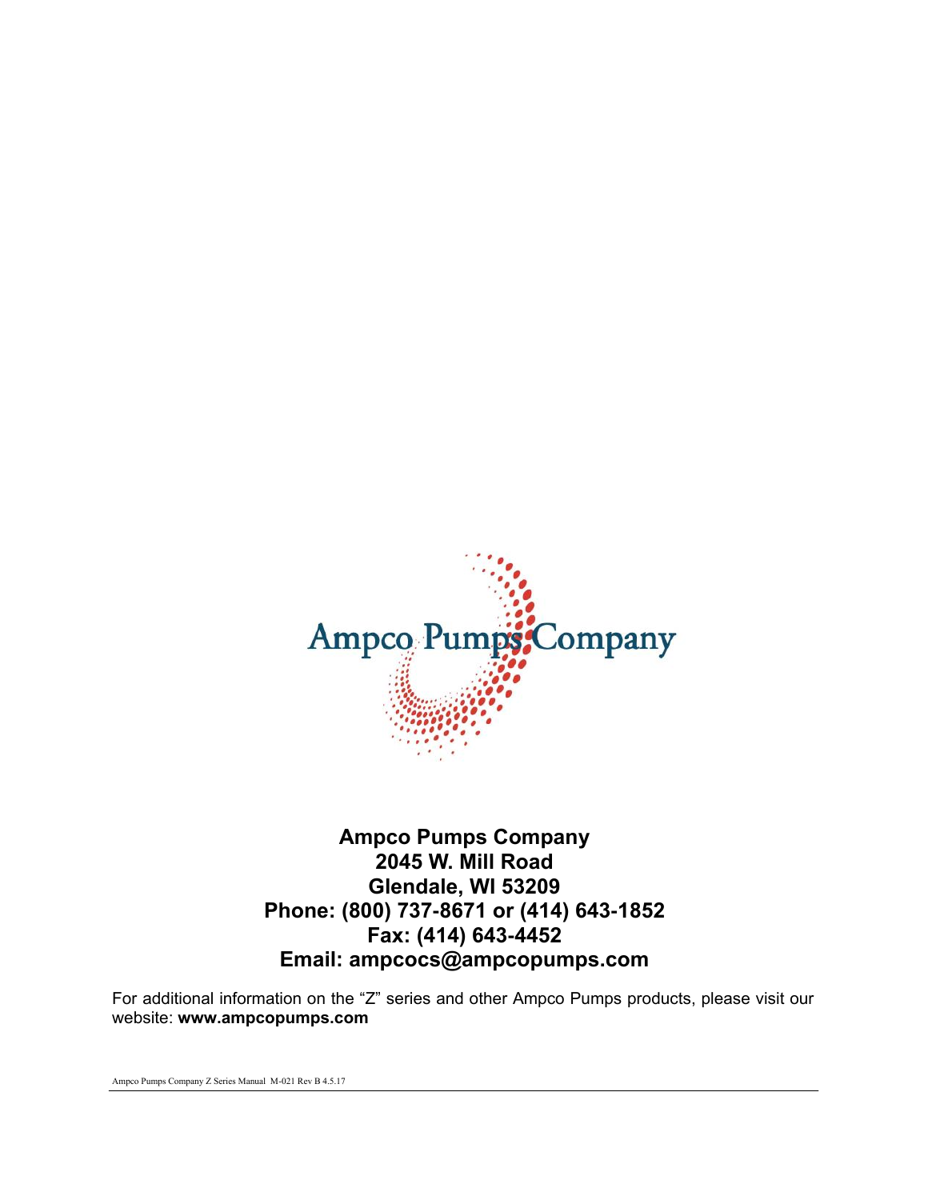Ampco Pumps Company

**Ampco Pumps Company**
**2045 W. Mill Road**
**Glendale, WI 53209**
**Phone: (800) 737-8671 or (414) 643-1852**
**Fax: (414) 643-4452**
**Email: ampcocs@ampcopumps.com**

For additional information on the "Z" series and other Ampco Pumps products, please visit our website: **www.ampcopumps.com**